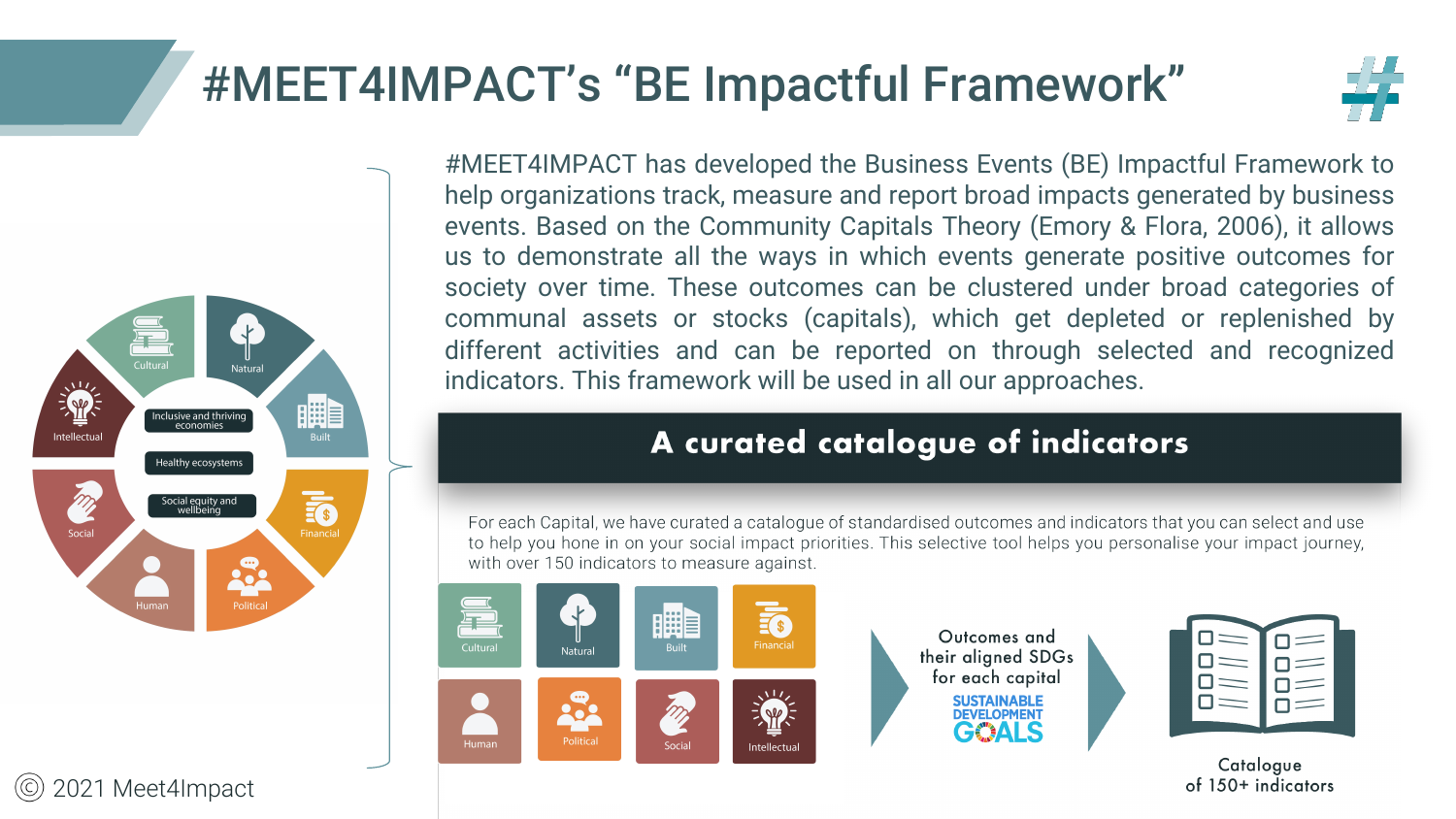# #MEET4IMPACT's "BE Impactful Framework"

Cultural | Natural | Built | Financial | Political | Human | Social | Intellectual

Inclusive and thriving economies

Healthy ecosystems

Social equity and wellbeing

#MEET4IMPACT has developed the Business Events (BE) Impactful Framework to help organizations track, measure and report broad impacts generated by business events. Based on the Community Capitals Theory (Emory & Flora, 2006), it allows us to demonstrate all the ways in which events generate positive outcomes for society over time. These outcomes can be clustered under broad categories of communal assets or stocks (capitals), which get depleted or replenished by different activities and can be reported on through selected and recognized indicators. This framework will be used in all our approaches.

## A curated catalogue of indicators

For each Capital, we have curated a catalogue of standardised outcomes and indicators that you can select and use to help you hone in on your social impact priorities. This selective tool helps you personalise your impact journey, with over 150 indicators to measure against.

Cultural | Natural | Built | Financial

Human | Political | Social | Intellectual

Outcomes and their aligned SDGs for each capital

SUSTAINABLE DEVELOPMENT GOALS

Catalogue of 150+ indicators

© 2021 Meet4Impact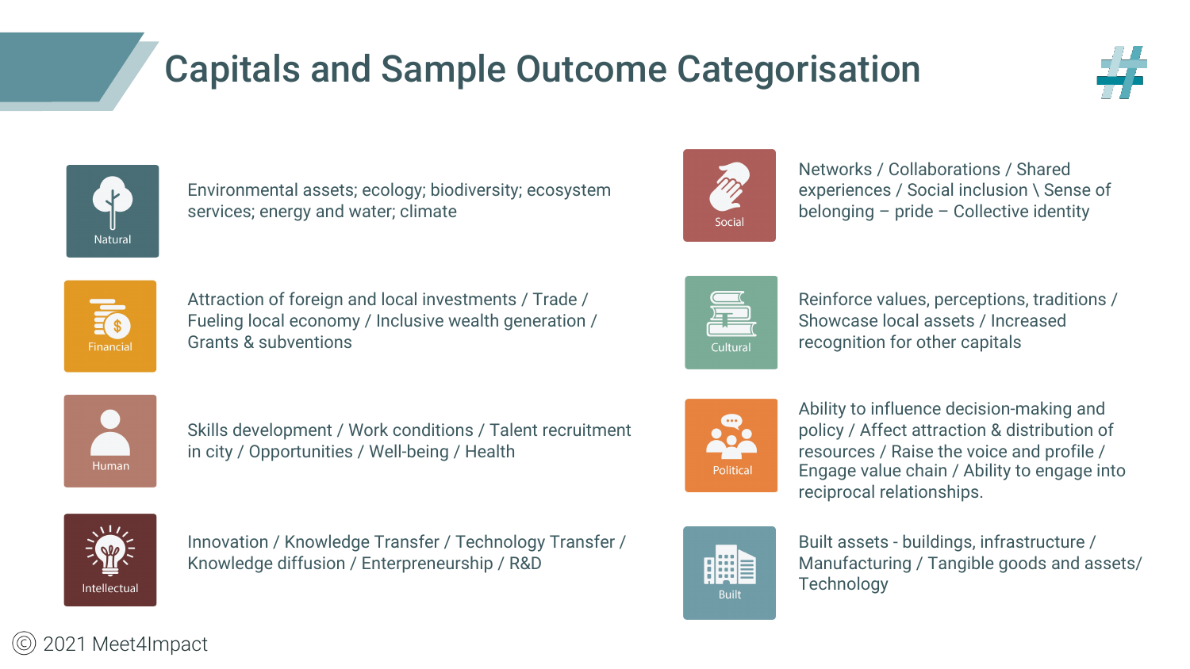# Capitals and Sample Outcome Categorisation

**Natural**
Environmental assets; ecology; biodiversity; ecosystem services; energy and water; climate

**Financial**
Attraction of foreign and local investments / Trade / Fueling local economy / Inclusive wealth generation / Grants & subventions

**Human**
Skills development / Work conditions / Talent recruitment in city / Opportunities / Well-being / Health

**Intellectual**
Innovation / Knowledge Transfer / Technology Transfer / Knowledge diffusion / Enterpreneurship / R&D

**Social**
Networks / Collaborations / Shared experiences / Social inclusion \ Sense of belonging – pride – Collective identity

**Cultural**
Reinforce values, perceptions, traditions / Showcase local assets / Increased recognition for other capitals

**Political**
Ability to influence decision-making and policy / Affect attraction & distribution of resources / Raise the voice and profile / Engage value chain / Ability to engage into reciprocal relationships.

**Built**
Built assets - buildings, infrastructure / Manufacturing / Tangible goods and assets/ Technology

© 2021 Meet4Impact